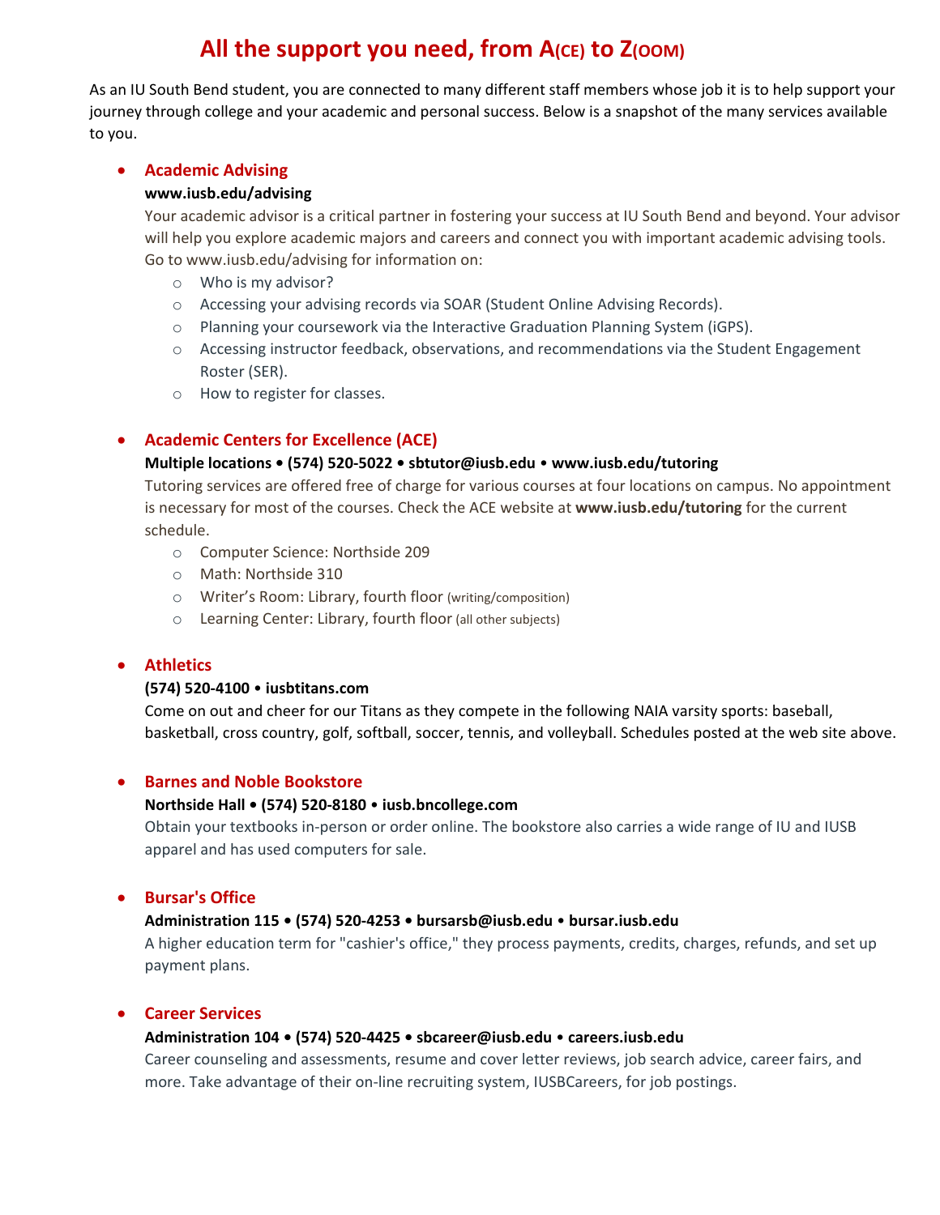// Heading: the title's A(CE) and Z(OOM) are typeset with small caps in the parentheses.
# All the support you need, from A(CE) to Z(OOM)

As an IU South Bend student, you are connected to many different staff members whose job it is to help support your journey through college and your academic and personal success. Below is a snapshot of the many services available to you.

- **Academic Advising**
  **www.iusb.edu/advising**
  Your academic advisor is a critical partner in fostering your success at IU South Bend and beyond. Your advisor will help you explore academic majors and careers and connect you with important academic advising tools. Go to www.iusb.edu/advising for information on:
    - Who is my advisor?
    - Accessing your advising records via SOAR (Student Online Advising Records).
    - Planning your coursework via the Interactive Graduation Planning System (iGPS).
    - Accessing instructor feedback, observations, and recommendations via the Student Engagement Roster (SER).
    - How to register for classes.

- **Academic Centers for Excellence (ACE)**
  **Multiple locations • (574) 520-5022 • sbtutor@iusb.edu • www.iusb.edu/tutoring**
  Tutoring services are offered free of charge for various courses at four locations on campus. No appointment is necessary for most of the courses. Check the ACE website at **www.iusb.edu/tutoring** for the current schedule.
    - Computer Science: Northside 209
    - Math: Northside 310
    - Writer's Room: Library, fourth floor (writing/composition)
    - Learning Center: Library, fourth floor (all other subjects)

- **Athletics**
  **(574) 520-4100 • iusbtitans.com**
  Come on out and cheer for our Titans as they compete in the following NAIA varsity sports: baseball, basketball, cross country, golf, softball, soccer, tennis, and volleyball. Schedules posted at the web site above.

- **Barnes and Noble Bookstore**
  **Northside Hall • (574) 520-8180 • iusb.bncollege.com**
  Obtain your textbooks in-person or order online. The bookstore also carries a wide range of IU and IUSB apparel and has used computers for sale.

- **Bursar's Office**
  **Administration 115 • (574) 520-4253 • bursarsb@iusb.edu • bursar.iusb.edu**
  A higher education term for "cashier's office," they process payments, credits, charges, refunds, and set up payment plans.

- **Career Services**
  **Administration 104 • (574) 520-4425 • sbcareer@iusb.edu • careers.iusb.edu**
  Career counseling and assessments, resume and cover letter reviews, job search advice, career fairs, and more. Take advantage of their on-line recruiting system, IUSBCareers, for job postings.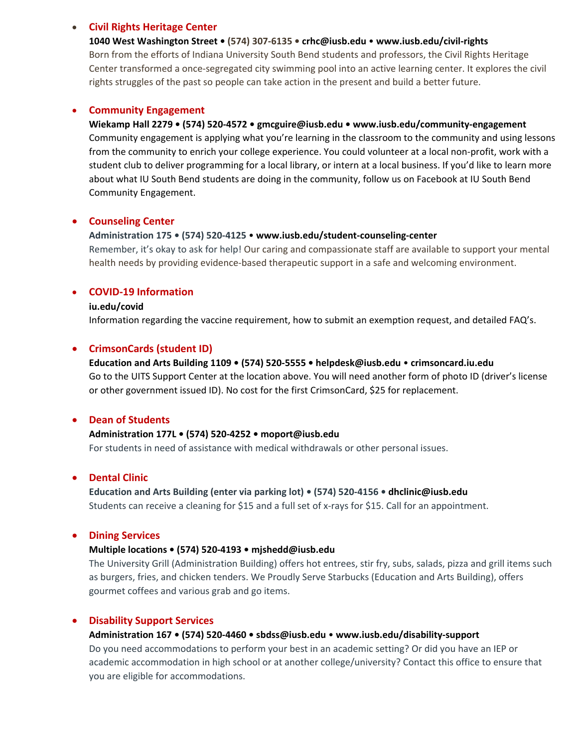- **Civil Rights Heritage Center**
  **1040 West Washington Street • (574) 307-6135 • crhc@iusb.edu • www.iusb.edu/civil-rights**
  Born from the efforts of Indiana University South Bend students and professors, the Civil Rights Heritage Center transformed a once-segregated city swimming pool into an active learning center. It explores the civil rights struggles of the past so people can take action in the present and build a better future.

- **Community Engagement**
  **Wiekamp Hall 2279 • (574) 520-4572 • gmcguire@iusb.edu • www.iusb.edu/community-engagement**
  Community engagement is applying what you're learning in the classroom to the community and using lessons from the community to enrich your college experience. You could volunteer at a local non-profit, work with a student club to deliver programming for a local library, or intern at a local business. If you'd like to learn more about what IU South Bend students are doing in the community, follow us on Facebook at IU South Bend Community Engagement.

- **Counseling Center**
  **Administration 175 • (574) 520-4125 • www.iusb.edu/student-counseling-center**
  Remember, it's okay to ask for help! Our caring and compassionate staff are available to support your mental health needs by providing evidence-based therapeutic support in a safe and welcoming environment.

- **COVID-19 Information**
  **iu.edu/covid**
  Information regarding the vaccine requirement, how to submit an exemption request, and detailed FAQ's.

- **CrimsonCards (student ID)**
  **Education and Arts Building 1109 • (574) 520-5555 • helpdesk@iusb.edu • crimsoncard.iu.edu**
  Go to the UITS Support Center at the location above. You will need another form of photo ID (driver's license or other government issued ID). No cost for the first CrimsonCard, $25 for replacement.

- **Dean of Students**
  **Administration 177L • (574) 520-4252 • moport@iusb.edu**
  For students in need of assistance with medical withdrawals or other personal issues.

- **Dental Clinic**
  **Education and Arts Building (enter via parking lot) • (574) 520-4156 • dhclinic@iusb.edu**
  Students can receive a cleaning for $15 and a full set of x-rays for $15. Call for an appointment.

- **Dining Services**
  **Multiple locations • (574) 520-4193 • mjshedd@iusb.edu**
  The University Grill (Administration Building) offers hot entrees, stir fry, subs, salads, pizza and grill items such as burgers, fries, and chicken tenders. We Proudly Serve Starbucks (Education and Arts Building), offers gourmet coffees and various grab and go items.

- **Disability Support Services**
  **Administration 167 • (574) 520-4460 • sbdss@iusb.edu • www.iusb.edu/disability-support**
  Do you need accommodations to perform your best in an academic setting? Or did you have an IEP or academic accommodation in high school or at another college/university? Contact this office to ensure that you are eligible for accommodations.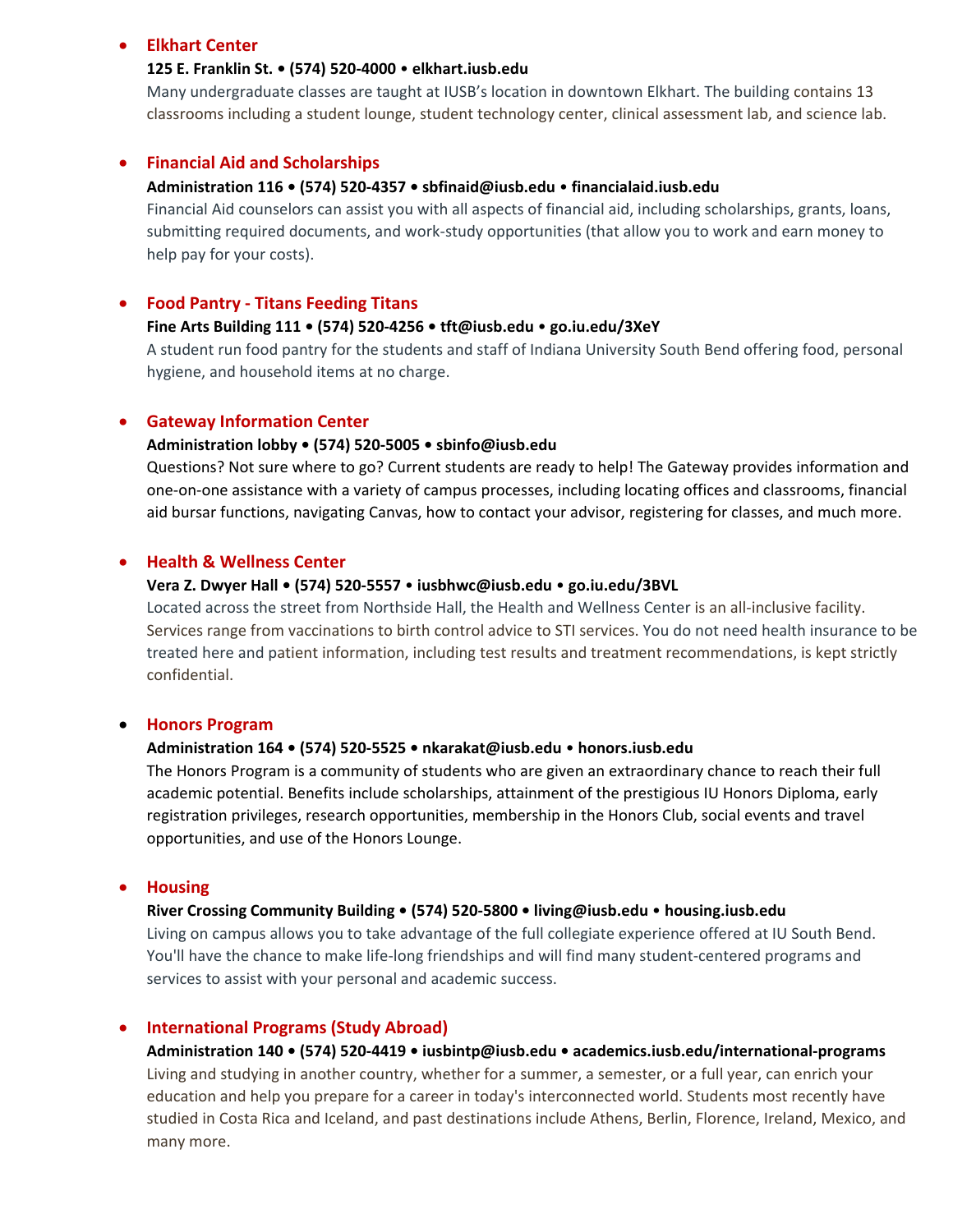- **Elkhart Center**

  **125 E. Franklin St. • (574) 520-4000 • elkhart.iusb.edu**

  Many undergraduate classes are taught at IUSB's location in downtown Elkhart. The building contains 13 classrooms including a student lounge, student technology center, clinical assessment lab, and science lab.

- **Financial Aid and Scholarships**

  **Administration 116 • (574) 520-4357 • sbfinaid@iusb.edu • financialaid.iusb.edu**

  Financial Aid counselors can assist you with all aspects of financial aid, including scholarships, grants, loans, submitting required documents, and work-study opportunities (that allow you to work and earn money to help pay for your costs).

- **Food Pantry - Titans Feeding Titans**

  **Fine Arts Building 111 • (574) 520-4256 • tft@iusb.edu • go.iu.edu/3XeY**

  A student run food pantry for the students and staff of Indiana University South Bend offering food, personal hygiene, and household items at no charge.

- **Gateway Information Center**

  **Administration lobby • (574) 520-5005 • sbinfo@iusb.edu**

  Questions? Not sure where to go? Current students are ready to help! The Gateway provides information and one-on-one assistance with a variety of campus processes, including locating offices and classrooms, financial aid bursar functions, navigating Canvas, how to contact your advisor, registering for classes, and much more.

- **Health & Wellness Center**

  **Vera Z. Dwyer Hall • (574) 520-5557 • iusbhwc@iusb.edu • go.iu.edu/3BVL**

  Located across the street from Northside Hall, the Health and Wellness Center is an all-inclusive facility. Services range from vaccinations to birth control advice to STI services. You do not need health insurance to be treated here and patient information, including test results and treatment recommendations, is kept strictly confidential.

- **Honors Program**

  **Administration 164 • (574) 520-5525 • nkarakat@iusb.edu • honors.iusb.edu**

  The Honors Program is a community of students who are given an extraordinary chance to reach their full academic potential. Benefits include scholarships, attainment of the prestigious IU Honors Diploma, early registration privileges, research opportunities, membership in the Honors Club, social events and travel opportunities, and use of the Honors Lounge.

- **Housing**

  **River Crossing Community Building • (574) 520-5800 • living@iusb.edu • housing.iusb.edu**

  Living on campus allows you to take advantage of the full collegiate experience offered at IU South Bend. You'll have the chance to make life-long friendships and will find many student-centered programs and services to assist with your personal and academic success.

- **International Programs (Study Abroad)**

  **Administration 140 • (574) 520-4419 • iusbintp@iusb.edu • academics.iusb.edu/international-programs**

  Living and studying in another country, whether for a summer, a semester, or a full year, can enrich your education and help you prepare for a career in today's interconnected world. Students most recently have studied in Costa Rica and Iceland, and past destinations include Athens, Berlin, Florence, Ireland, Mexico, and many more.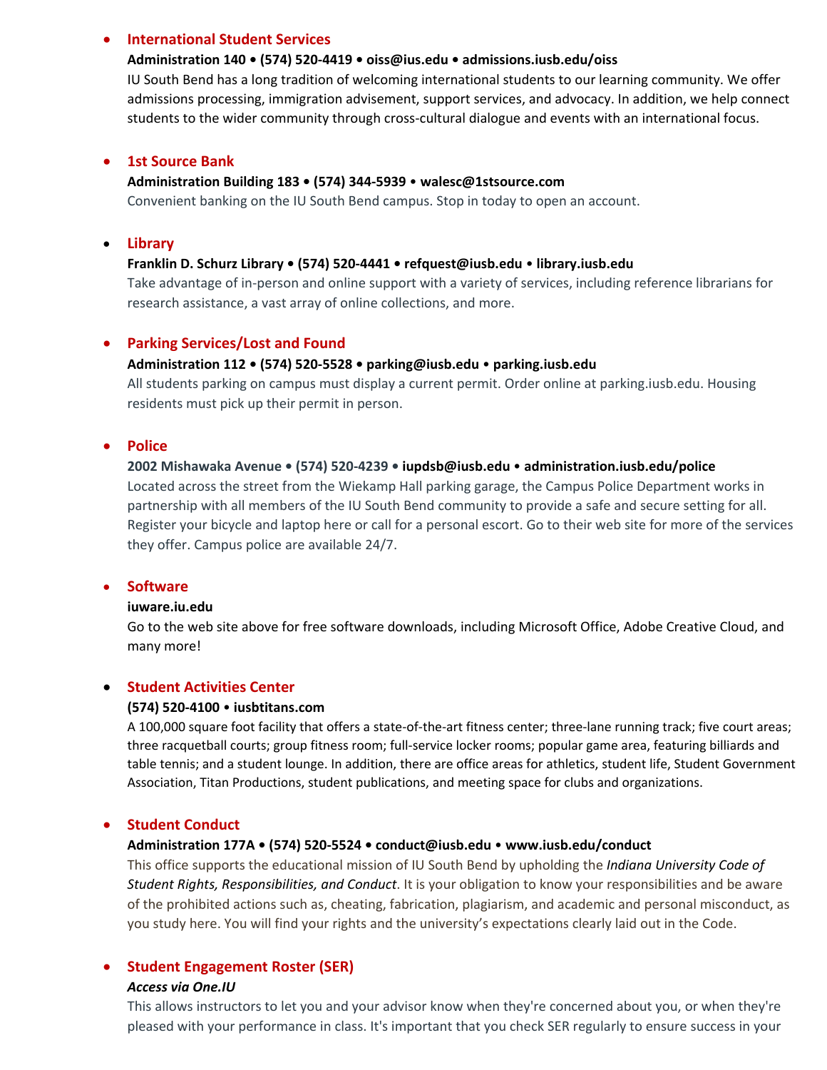- ## International Student Services

  **Administration 140 • (574) 520-4419 • oiss@ius.edu • admissions.iusb.edu/oiss**

  IU South Bend has a long tradition of welcoming international students to our learning community. We offer admissions processing, immigration advisement, support services, and advocacy. In addition, we help connect students to the wider community through cross-cultural dialogue and events with an international focus.

- ## 1st Source Bank

  **Administration Building 183 • (574) 344-5939 • walesc@1stsource.com**

  Convenient banking on the IU South Bend campus. Stop in today to open an account.

- ## Library

  **Franklin D. Schurz Library • (574) 520-4441 • refquest@iusb.edu • library.iusb.edu**

  Take advantage of in-person and online support with a variety of services, including reference librarians for research assistance, a vast array of online collections, and more.

- ## Parking Services/Lost and Found

  **Administration 112 • (574) 520-5528 • parking@iusb.edu • parking.iusb.edu**

  All students parking on campus must display a current permit. Order online at parking.iusb.edu. Housing residents must pick up their permit in person.

- ## Police

  **2002 Mishawaka Avenue • (574) 520-4239 • iupdsb@iusb.edu • administration.iusb.edu/police**

  Located across the street from the Wiekamp Hall parking garage, the Campus Police Department works in partnership with all members of the IU South Bend community to provide a safe and secure setting for all. Register your bicycle and laptop here or call for a personal escort. Go to their web site for more of the services they offer. Campus police are available 24/7.

- ## Software

  **iuware.iu.edu**

  Go to the web site above for free software downloads, including Microsoft Office, Adobe Creative Cloud, and many more!

- ## Student Activities Center

  **(574) 520-4100 • iusbtitans.com**

  A 100,000 square foot facility that offers a state-of-the-art fitness center; three-lane running track; five court areas; three racquetball courts; group fitness room; full-service locker rooms; popular game area, featuring billiards and table tennis; and a student lounge. In addition, there are office areas for athletics, student life, Student Government Association, Titan Productions, student publications, and meeting space for clubs and organizations.

- ## Student Conduct

  **Administration 177A • (574) 520-5524 • conduct@iusb.edu • www.iusb.edu/conduct**

  This office supports the educational mission of IU South Bend by upholding the *Indiana University Code of Student Rights, Responsibilities, and Conduct*. It is your obligation to know your responsibilities and be aware of the prohibited actions such as, cheating, fabrication, plagiarism, and academic and personal misconduct, as you study here. You will find your rights and the university's expectations clearly laid out in the Code.

- ## Student Engagement Roster (SER)

  ***Access via One.IU***

  This allows instructors to let you and your advisor know when they're concerned about you, or when they're pleased with your performance in class. It's important that you check SER regularly to ensure success in your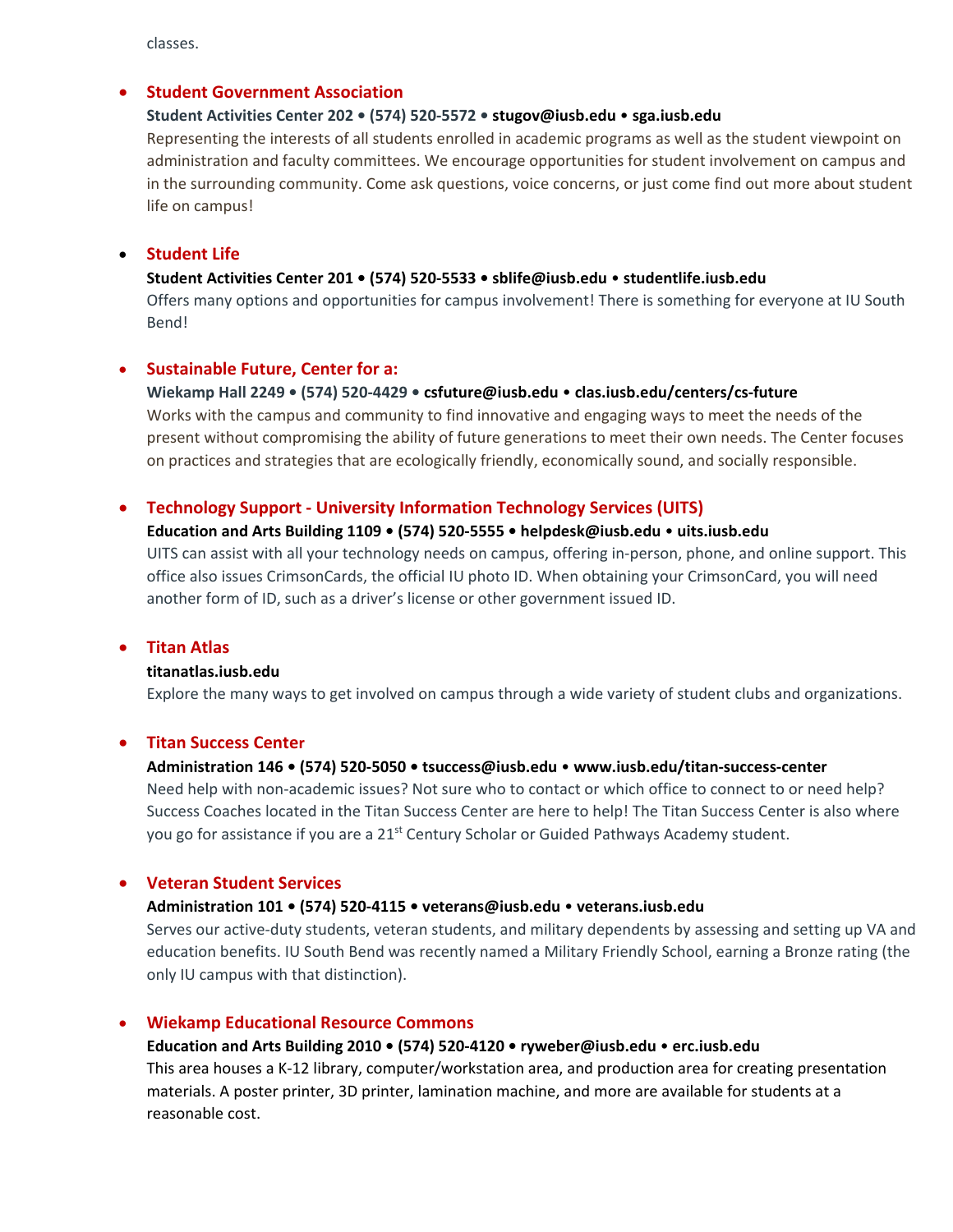classes.

- **Student Government Association**
  **Student Activities Center 202 • (574) 520-5572 • stugov@iusb.edu • sga.iusb.edu**
  Representing the interests of all students enrolled in academic programs as well as the student viewpoint on administration and faculty committees. We encourage opportunities for student involvement on campus and in the surrounding community. Come ask questions, voice concerns, or just come find out more about student life on campus!

- **Student Life**
  **Student Activities Center 201 • (574) 520-5533 • sblife@iusb.edu • studentlife.iusb.edu**
  Offers many options and opportunities for campus involvement! There is something for everyone at IU South Bend!

- **Sustainable Future, Center for a:**
  **Wiekamp Hall 2249 • (574) 520-4429 • csfuture@iusb.edu • clas.iusb.edu/centers/cs-future**
  Works with the campus and community to find innovative and engaging ways to meet the needs of the present without compromising the ability of future generations to meet their own needs. The Center focuses on practices and strategies that are ecologically friendly, economically sound, and socially responsible.

- **Technology Support - University Information Technology Services (UITS)**
  **Education and Arts Building 1109 • (574) 520-5555 • helpdesk@iusb.edu • uits.iusb.edu**
  UITS can assist with all your technology needs on campus, offering in-person, phone, and online support. This office also issues CrimsonCards, the official IU photo ID. When obtaining your CrimsonCard, you will need another form of ID, such as a driver's license or other government issued ID.

- **Titan Atlas**
  **titanatlas.iusb.edu**
  Explore the many ways to get involved on campus through a wide variety of student clubs and organizations.

- **Titan Success Center**
  **Administration 146 • (574) 520-5050 • tsuccess@iusb.edu • www.iusb.edu/titan-success-center**
  Need help with non-academic issues? Not sure who to contact or which office to connect to or need help? Success Coaches located in the Titan Success Center are here to help! The Titan Success Center is also where you go for assistance if you are a 21st Century Scholar or Guided Pathways Academy student.

- **Veteran Student Services**
  **Administration 101 • (574) 520-4115 • veterans@iusb.edu • veterans.iusb.edu**
  Serves our active-duty students, veteran students, and military dependents by assessing and setting up VA and education benefits. IU South Bend was recently named a Military Friendly School, earning a Bronze rating (the only IU campus with that distinction).

- **Wiekamp Educational Resource Commons**
  **Education and Arts Building 2010 • (574) 520-4120 • ryweber@iusb.edu • erc.iusb.edu**
  This area houses a K-12 library, computer/workstation area, and production area for creating presentation materials. A poster printer, 3D printer, lamination machine, and more are available for students at a reasonable cost.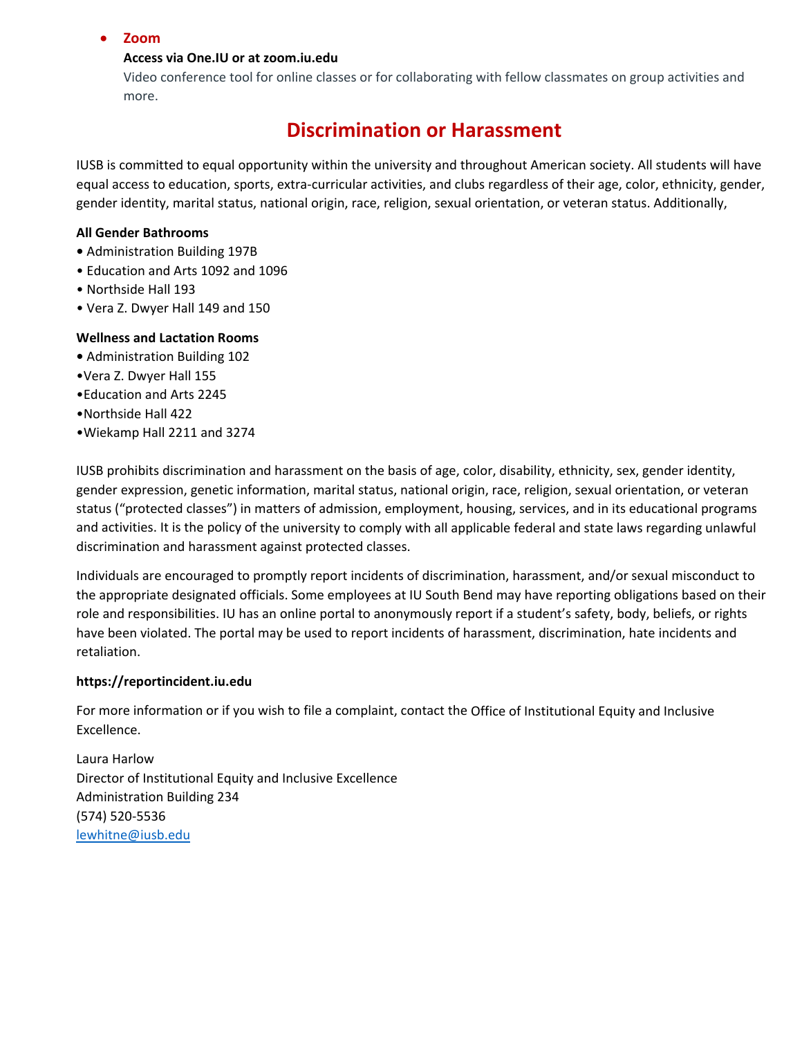- **Zoom**

  **Access via One.IU or at zoom.iu.edu**

  Video conference tool for online classes or for collaborating with fellow classmates on group activities and more.

## Discrimination or Harassment

IUSB is committed to equal opportunity within the university and throughout American society. All students will have equal access to education, sports, extra-curricular activities, and clubs regardless of their age, color, ethnicity, gender, gender identity, marital status, national origin, race, religion, sexual orientation, or veteran status. Additionally,

**All Gender Bathrooms**

- Administration Building 197B
- Education and Arts 1092 and 1096
- Northside Hall 193
- Vera Z. Dwyer Hall 149 and 150

**Wellness and Lactation Rooms**

- Administration Building 102
- Vera Z. Dwyer Hall 155
- Education and Arts 2245
- Northside Hall 422
- Wiekamp Hall 2211 and 3274

IUSB prohibits discrimination and harassment on the basis of age, color, disability, ethnicity, sex, gender identity, gender expression, genetic information, marital status, national origin, race, religion, sexual orientation, or veteran status ("protected classes") in matters of admission, employment, housing, services, and in its educational programs and activities. It is the policy of the university to comply with all applicable federal and state laws regarding unlawful discrimination and harassment against protected classes.

Individuals are encouraged to promptly report incidents of discrimination, harassment, and/or sexual misconduct to the appropriate designated officials. Some employees at IU South Bend may have reporting obligations based on their role and responsibilities. IU has an online portal to anonymously report if a student's safety, body, beliefs, or rights have been violated. The portal may be used to report incidents of harassment, discrimination, hate incidents and retaliation.

**https://reportincident.iu.edu**

For more information or if you wish to file a complaint, contact the Office of Institutional Equity and Inclusive Excellence.

Laura Harlow
Director of Institutional Equity and Inclusive Excellence
Administration Building 234
(574) 520-5536
lewhitne@iusb.edu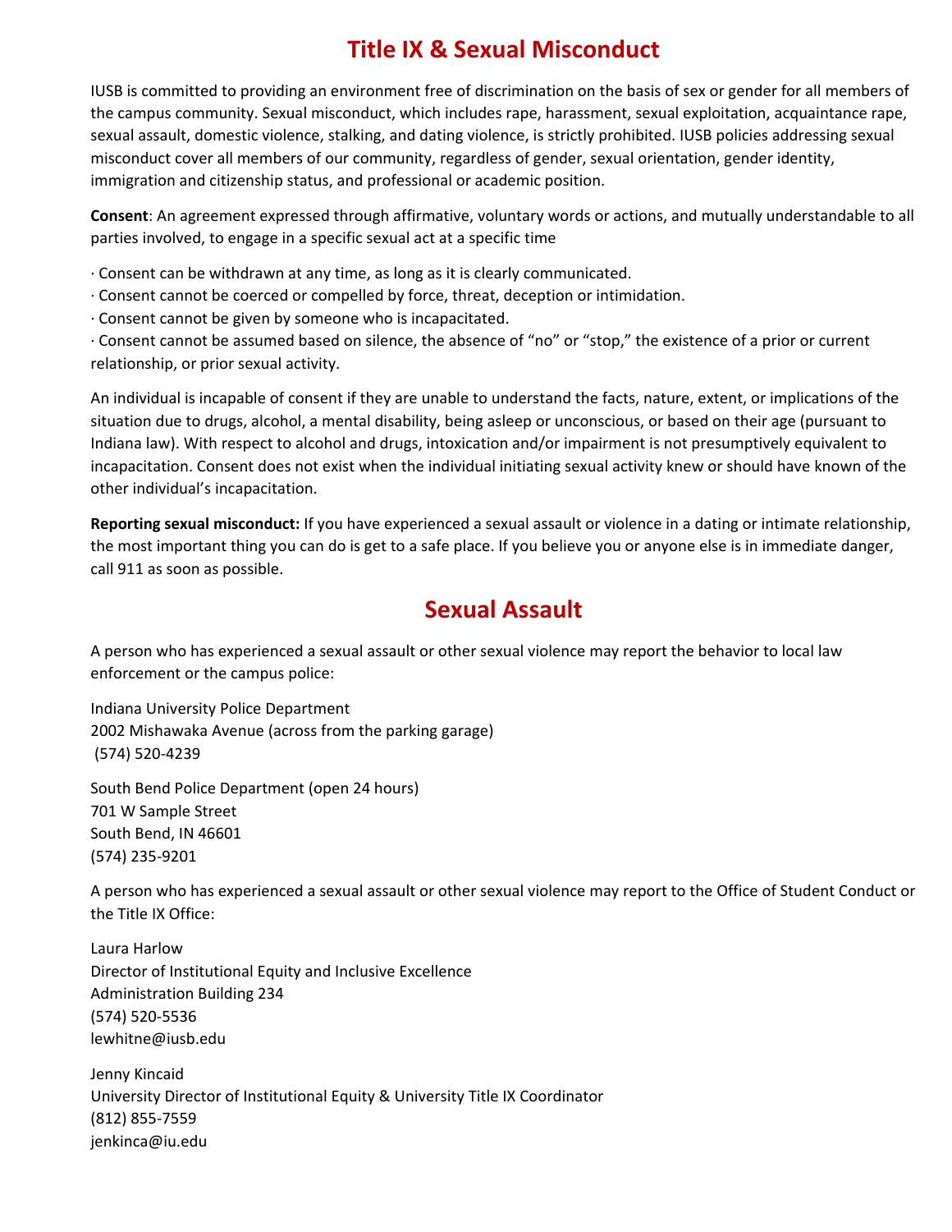# Title IX & Sexual Misconduct

IUSB is committed to providing an environment free of discrimination on the basis of sex or gender for all members of the campus community. Sexual misconduct, which includes rape, harassment, sexual exploitation, acquaintance rape, sexual assault, domestic violence, stalking, and dating violence, is strictly prohibited. IUSB policies addressing sexual misconduct cover all members of our community, regardless of gender, sexual orientation, gender identity, immigration and citizenship status, and professional or academic position.

**Consent**: An agreement expressed through affirmative, voluntary words or actions, and mutually understandable to all parties involved, to engage in a specific sexual act at a specific time

· Consent can be withdrawn at any time, as long as it is clearly communicated.
· Consent cannot be coerced or compelled by force, threat, deception or intimidation.
· Consent cannot be given by someone who is incapacitated.
· Consent cannot be assumed based on silence, the absence of "no" or "stop," the existence of a prior or current relationship, or prior sexual activity.

An individual is incapable of consent if they are unable to understand the facts, nature, extent, or implications of the situation due to drugs, alcohol, a mental disability, being asleep or unconscious, or based on their age (pursuant to Indiana law). With respect to alcohol and drugs, intoxication and/or impairment is not presumptively equivalent to incapacitation. Consent does not exist when the individual initiating sexual activity knew or should have known of the other individual's incapacitation.

**Reporting sexual misconduct:** If you have experienced a sexual assault or violence in a dating or intimate relationship, the most important thing you can do is get to a safe place. If you believe you or anyone else is in immediate danger, call 911 as soon as possible.

# Sexual Assault

A person who has experienced a sexual assault or other sexual violence may report the behavior to local law enforcement or the campus police:

Indiana University Police Department
2002 Mishawaka Avenue (across from the parking garage)
(574) 520-4239

South Bend Police Department (open 24 hours)
701 W Sample Street
South Bend, IN 46601
(574) 235-9201

A person who has experienced a sexual assault or other sexual violence may report to the Office of Student Conduct or the Title IX Office:

Laura Harlow
Director of Institutional Equity and Inclusive Excellence
Administration Building 234
(574) 520-5536
lewhitne@iusb.edu

Jenny Kincaid
University Director of Institutional Equity & University Title IX Coordinator
(812) 855-7559
jenkinca@iu.edu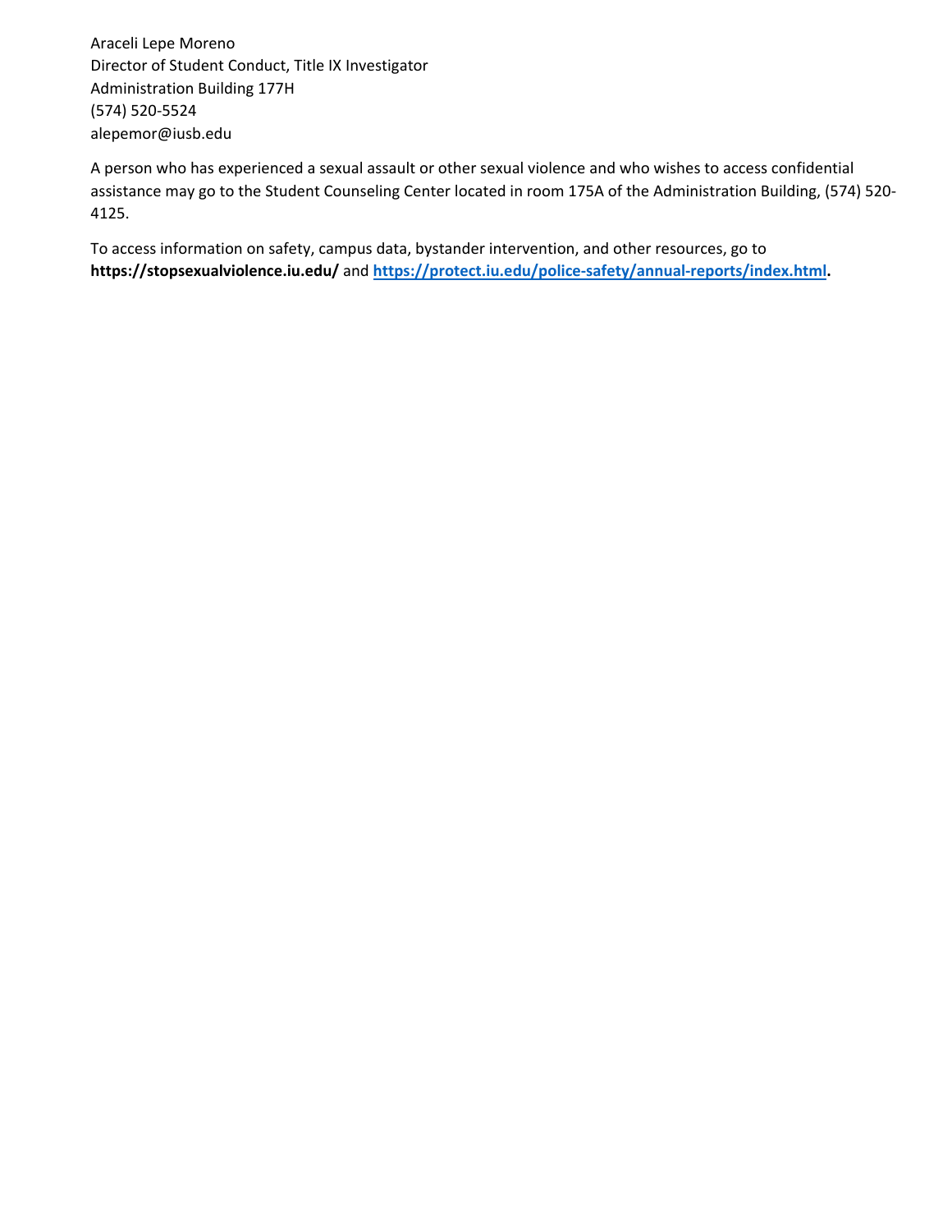Araceli Lepe Moreno
Director of Student Conduct, Title IX Investigator
Administration Building 177H
(574) 520-5524
alepemor@iusb.edu

A person who has experienced a sexual assault or other sexual violence and who wishes to access confidential assistance may go to the Student Counseling Center located in room 175A of the Administration Building, (574) 520-4125.

To access information on safety, campus data, bystander intervention, and other resources, go to **https://stopsexualviolence.iu.edu/** and **https://protect.iu.edu/police-safety/annual-reports/index.html.**